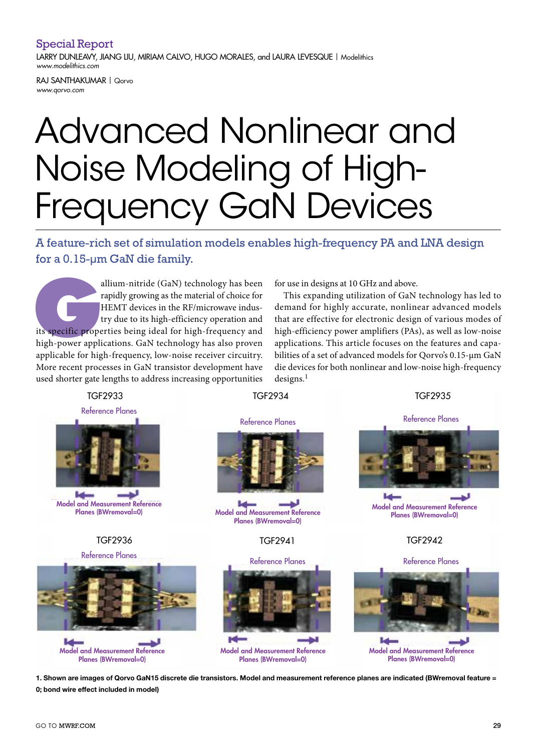Special Report

LARRY DUNLEAVY, JIANG LIU, MIRIAM CALVO, HUGO MORALES, and LAURA LEVESQUE | Modelithics
*www.modelithics.com*

RAJ SANTHAKUMAR | Qorvo
*www.qorvo.com*

# Advanced Nonlinear and Noise Modeling of High-Frequency GaN Devices

## A feature-rich set of simulation models enables high-frequency PA and LNA design for a 0.15-µm GaN die family.

Gallium-nitride (GaN) technology has been rapidly growing as the material of choice for HEMT devices in the RF/microwave industry due to its high-efficiency operation and its specific properties being ideal for high-frequency and high-power applications. GaN technology has also proven applicable for high-frequency, low-noise receiver circuitry. More recent processes in GaN transistor development have used shorter gate lengths to address increasing opportunities for use in designs at 10 GHz and above.

This expanding utilization of GaN technology has led to demand for highly accurate, nonlinear advanced models that are effective for electronic design of various modes of high-efficiency power amplifiers (PAs), as well as low-noise applications. This article focuses on the features and capabilities of a set of advanced models for Qorvo's 0.15-µm GaN die devices for both nonlinear and low-noise high-frequency designs.[1]

TGF2933 — Reference Planes — Model and Measurement Reference Planes (BWremoval=0)

TGF2934 — Reference Planes — Model and Measurement Reference Planes (BWremoval=0)

TGF2935 — Reference Planes — Model and Measurement Reference Planes (BWremoval=0)

TGF2936 — Reference Planes — Model and Measurement Reference Planes (BWremoval=0)

TGF2941 — Reference Planes — Model and Measurement Reference Planes (BWremoval=0)

TGF2942 — Reference Planes — Model and Measurement Reference Planes (BWremoval=0)

**1. Shown are images of Qorvo GaN15 discrete die transistors. Model and measurement reference planes are indicated (BWremoval feature = 0; bond wire effect included in model)**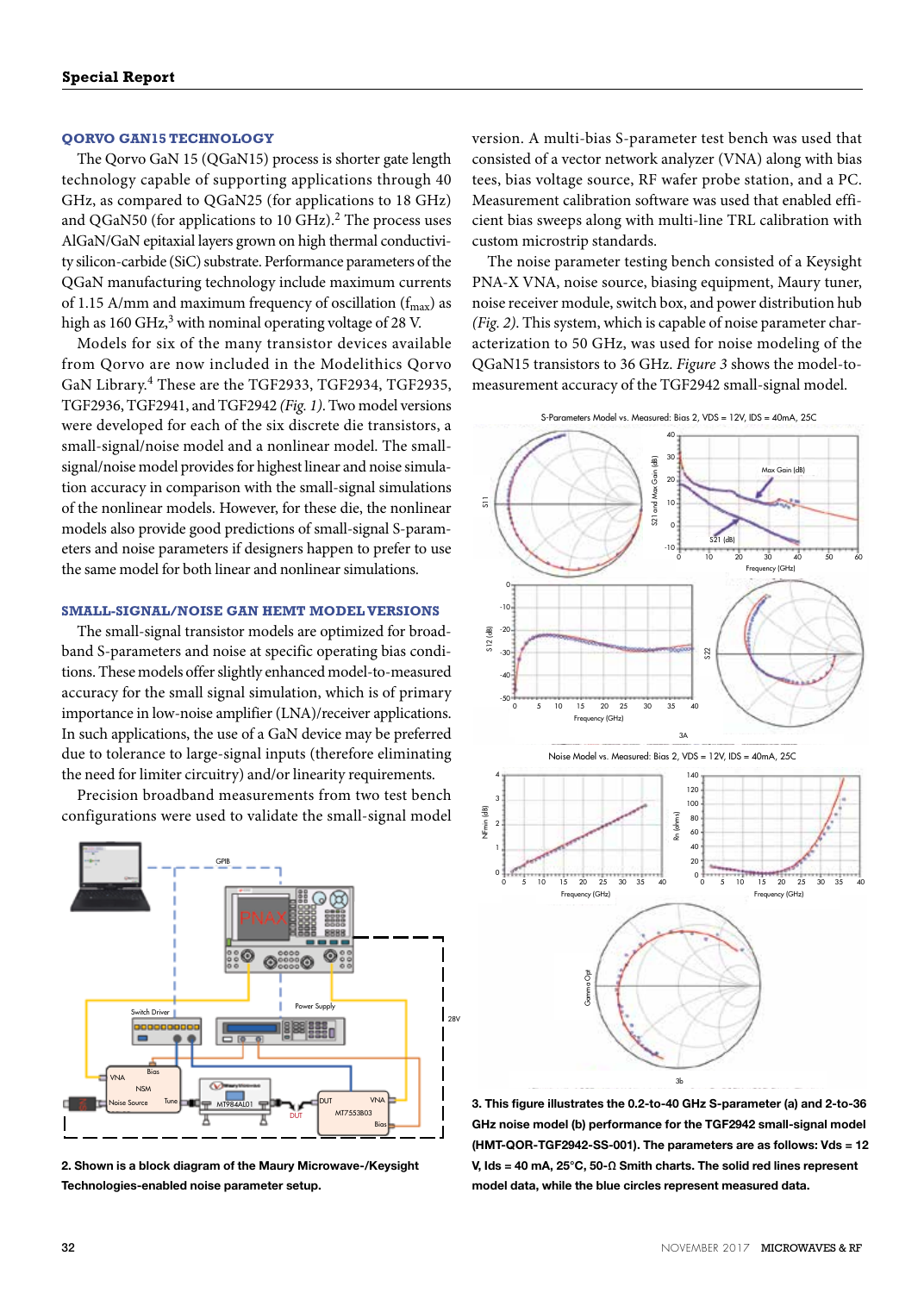### QORVO GAN15 TECHNOLOGY

The Qorvo GaN 15 (QGaN15) process is shorter gate length technology capable of supporting applications through 40 GHz, as compared to QGaN25 (for applications to 18 GHz) and QGaN50 (for applications to 10 GHz).[2] The process uses AlGaN/GaN epitaxial layers grown on high thermal conductivity silicon-carbide (SiC) substrate. Performance parameters of the QGaN manufacturing technology include maximum currents of 1.15 A/mm and maximum frequency of oscillation ($f_{max}$) as high as 160 GHz,[3] with nominal operating voltage of 28 V.

Models for six of the many transistor devices available from Qorvo are now included in the Modelithics Qorvo GaN Library.[4] These are the TGF2933, TGF2934, TGF2935, TGF2936, TGF2941, and TGF2942 *(Fig. 1)*. Two model versions were developed for each of the six discrete die transistors, a small-signal/noise model and a nonlinear model. The small-signal/noise model provides for highest linear and noise simulation accuracy in comparison with the small-signal simulations of the nonlinear models. However, for these die, the nonlinear models also provide good predictions of small-signal S-parameters and noise parameters if designers happen to prefer to use the same model for both linear and nonlinear simulations.

### SMALL-SIGNAL/NOISE GAN HEMT MODEL VERSIONS

The small-signal transistor models are optimized for broadband S-parameters and noise at specific operating bias conditions. These models offer slightly enhanced model-to-measured accuracy for the small signal simulation, which is of primary importance in low-noise amplifier (LNA)/receiver applications. In such applications, the use of a GaN device may be preferred due to tolerance to large-signal inputs (therefore eliminating the need for limiter circuitry) and/or linearity requirements.

Precision broadband measurements from two test bench configurations were used to validate the small-signal model version. A multi-bias S-parameter test bench was used that consisted of a vector network analyzer (VNA) along with bias tees, bias voltage source, RF wafer probe station, and a PC. Measurement calibration software was used that enabled efficient bias sweeps along with multi-line TRL calibration with custom microstrip standards.

The noise parameter testing bench consisted of a Keysight PNA-X VNA, noise source, biasing equipment, Maury tuner, noise receiver module, switch box, and power distribution hub *(Fig. 2)*. This system, which is capable of noise parameter characterization to 50 GHz, was used for noise modeling of the QGaN15 transistors to 36 GHz. *Figure 3* shows the model-to-measurement accuracy of the TGF2942 small-signal model.

**2. Shown is a block diagram of the Maury Microwave-/Keysight Technologies-enabled noise parameter setup.**

**3. This figure illustrates the 0.2-to-40 GHz S-parameter (a) and 2-to-36 GHz noise model (b) performance for the TGF2942 small-signal model (HMT-QOR-TGF2942-SS-001). The parameters are as follows: Vds = 12 V, Ids = 40 mA, 25°C, 50-Ω Smith charts. The solid red lines represent model data, while the blue circles represent measured data.**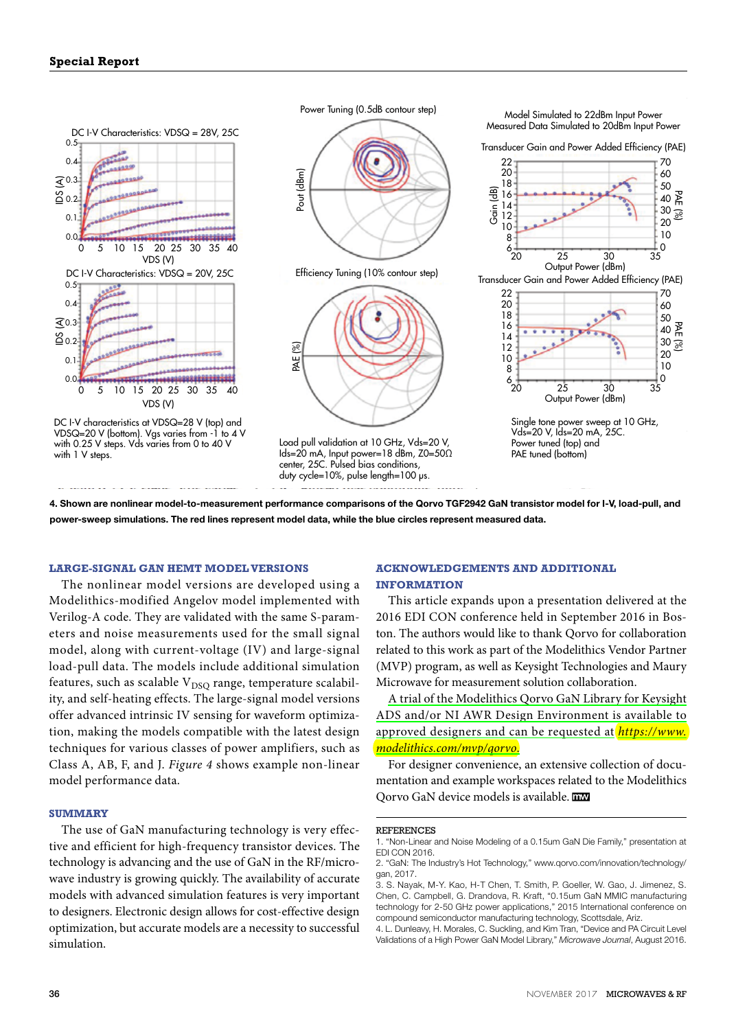DC I-V Characteristics: VDSQ = 28V, 25C

0.5
0.4
0.3
0.2
0.1
0.0
IDS (A)
0 5 10 15 20 25 30 35 40
VDS (V)

DC I-V Characteristics: VDSQ = 20V, 25C

0.5
0.4
0.3
0.2
0.1
0.0
IDS (A)
0 5 10 15 20 25 30 35 40
VDS (V)

DC I-V characteristics at VDSQ=28 V (top) and VDSQ=20 V (bottom). Vgs varies from -1 to 4 V with 0.25 V steps. Vds varies from 0 to 40 V with 1 V steps.

Power Tuning (0.5dB contour step)

Pout (dBm)

Efficiency Tuning (10% contour step)

PAE (%)

Load pull validation at 10 GHz, Vds=20 V, Ids=20 mA, Input power=18 dBm, Z0=50Ω center, 25C. Pulsed bias conditions, duty cycle=10%, pulse length=100 μs.

Model Simulated to 22dBm Input Power
Measured Data Simulated to 20dBm Input Power

Transducer Gain and Power Added Efficiency (PAE)

Gain (dB)
22
20
18
16
14
12
10
8
6
PAE (%)
70
60
50
40
30
20
10
0
20 25 30 35
Output Power (dBm)

Transducer Gain and Power Added Efficiency (PAE)

Gain (dB)
22
20
18
16
14
12
10
8
6
PAE (%)
70
60
50
40
30
20
10
0
20 25 30 35
Output Power (dBm)

Single tone power sweep at 10 GHz, Vds=20 V, Ids=20 mA, 25C. Power tuned (top) and PAE tuned (bottom)

**4. Shown are nonlinear model-to-measurement performance comparisons of the Qorvo TGF2942 GaN transistor model for I-V, load-pull, and power-sweep simulations. The red lines represent model data, while the blue circles represent measured data.**

## LARGE-SIGNAL GAN HEMT MODEL VERSIONS

The nonlinear model versions are developed using a Modelithics-modified Angelov model implemented with Verilog-A code. They are validated with the same S-parameters and noise measurements used for the small signal model, along with current-voltage (IV) and large-signal load-pull data. The models include additional simulation features, such as scalable $V_{DSQ}$ range, temperature scalability, and self-heating effects. The large-signal model versions offer advanced intrinsic IV sensing for waveform optimization, making the models compatible with the latest design techniques for various classes of power amplifiers, such as Class A, AB, F, and J. *Figure 4* shows example non-linear model performance data.

## SUMMARY

The use of GaN manufacturing technology is very effective and efficient for high-frequency transistor devices. The technology is advancing and the use of GaN in the RF/microwave industry is growing quickly. The availability of accurate models with advanced simulation features is very important to designers. Electronic design allows for cost-effective design optimization, but accurate models are a necessity to successful simulation.

## ACKNOWLEDGEMENTS AND ADDITIONAL INFORMATION

This article expands upon a presentation delivered at the 2016 EDI CON conference held in September 2016 in Boston. The authors would like to thank Qorvo for collaboration related to this work as part of the Modelithics Vendor Partner (MVP) program, as well as Keysight Technologies and Maury Microwave for measurement solution collaboration.

A trial of the Modelithics Qorvo GaN Library for Keysight ADS and/or NI AWR Design Environment is available to approved designers and can be requested at *https://www.modelithics.com/mvp/qorvo*.

For designer convenience, an extensive collection of documentation and example workspaces related to the Modelithics Qorvo GaN device models is available.

### REFERENCES

1. "Non-Linear and Noise Modeling of a 0.15um GaN Die Family," presentation at EDI CON 2016.
2. "GaN: The Industry's Hot Technology," www.qorvo.com/innovation/technology/gan, 2017.
3. S. Nayak, M-Y. Kao, H-T Chen, T. Smith, P. Goeller, W. Gao, J. Jimenez, S. Chen, C. Campbell, G. Drandova, R. Kraft, "0.15um GaN MMIC manufacturing technology for 2-50 GHz power applications," 2015 International conference on compound semiconductor manufacturing technology, Scottsdale, Ariz.
4. L. Dunleavy, H. Morales, C. Suckling, and Kim Tran, "Device and PA Circuit Level Validations of a High Power GaN Model Library," *Microwave Journal*, August 2016.